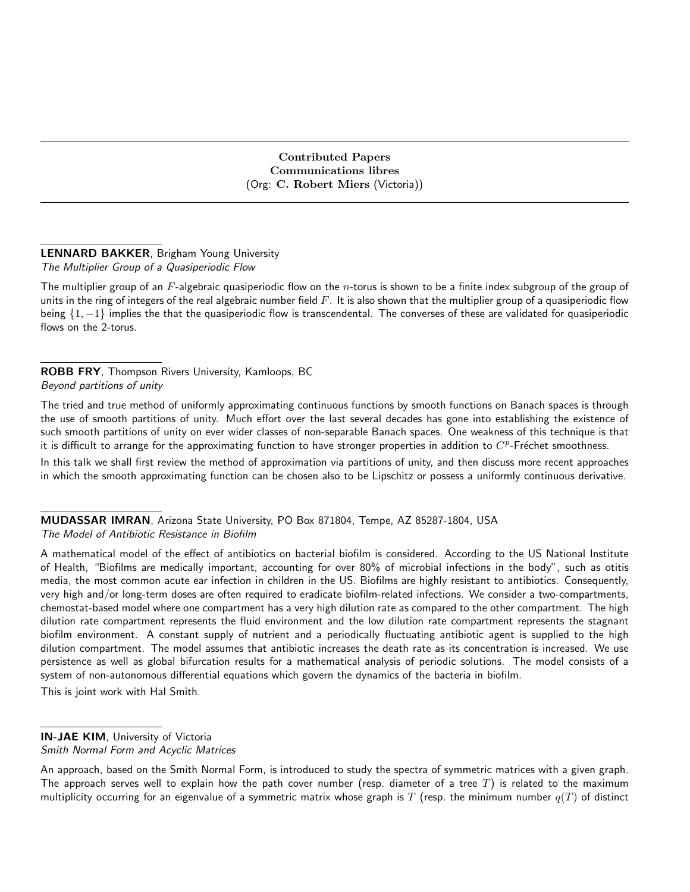## Contributed Papers
## Communications libres
(Org: **C. Robert Miers** (Victoria))

**LENNARD BAKKER**, Brigham Young University
*The Multiplier Group of a Quasiperiodic Flow*

The multiplier group of an $F$-algebraic quasiperiodic flow on the $n$-torus is shown to be a finite index subgroup of the group of units in the ring of integers of the real algebraic number field $F$. It is also shown that the multiplier group of a quasiperiodic flow being $\{1, -1\}$ implies the that the quasiperiodic flow is transcendental. The converses of these are validated for quasiperiodic flows on the 2-torus.

**ROBB FRY**, Thompson Rivers University, Kamloops, BC
*Beyond partitions of unity*

The tried and true method of uniformly approximating continuous functions by smooth functions on Banach spaces is through the use of smooth partitions of unity. Much effort over the last several decades has gone into establishing the existence of such smooth partitions of unity on ever wider classes of non-separable Banach spaces. One weakness of this technique is that it is difficult to arrange for the approximating function to have stronger properties in addition to $C^p$-Fréchet smoothness.

In this talk we shall first review the method of approximation via partitions of unity, and then discuss more recent approaches in which the smooth approximating function can be chosen also to be Lipschitz or possess a uniformly continuous derivative.

**MUDASSAR IMRAN**, Arizona State University, PO Box 871804, Tempe, AZ 85287-1804, USA
*The Model of Antibiotic Resistance in Biofilm*

A mathematical model of the effect of antibiotics on bacterial biofilm is considered. According to the US National Institute of Health, "Biofilms are medically important, accounting for over 80% of microbial infections in the body", such as otitis media, the most common acute ear infection in children in the US. Biofilms are highly resistant to antibiotics. Consequently, very high and/or long-term doses are often required to eradicate biofilm-related infections. We consider a two-compartments, chemostat-based model where one compartment has a very high dilution rate as compared to the other compartment. The high dilution rate compartment represents the fluid environment and the low dilution rate compartment represents the stagnant biofilm environment. A constant supply of nutrient and a periodically fluctuating antibiotic agent is supplied to the high dilution compartment. The model assumes that antibiotic increases the death rate as its concentration is increased. We use persistence as well as global bifurcation results for a mathematical analysis of periodic solutions. The model consists of a system of non-autonomous differential equations which govern the dynamics of the bacteria in biofilm.

This is joint work with Hal Smith.

**IN-JAE KIM**, University of Victoria
*Smith Normal Form and Acyclic Matrices*

An approach, based on the Smith Normal Form, is introduced to study the spectra of symmetric matrices with a given graph. The approach serves well to explain how the path cover number (resp. diameter of a tree $T$) is related to the maximum multiplicity occurring for an eigenvalue of a symmetric matrix whose graph is $T$ (resp. the minimum number $q(T)$ of distinct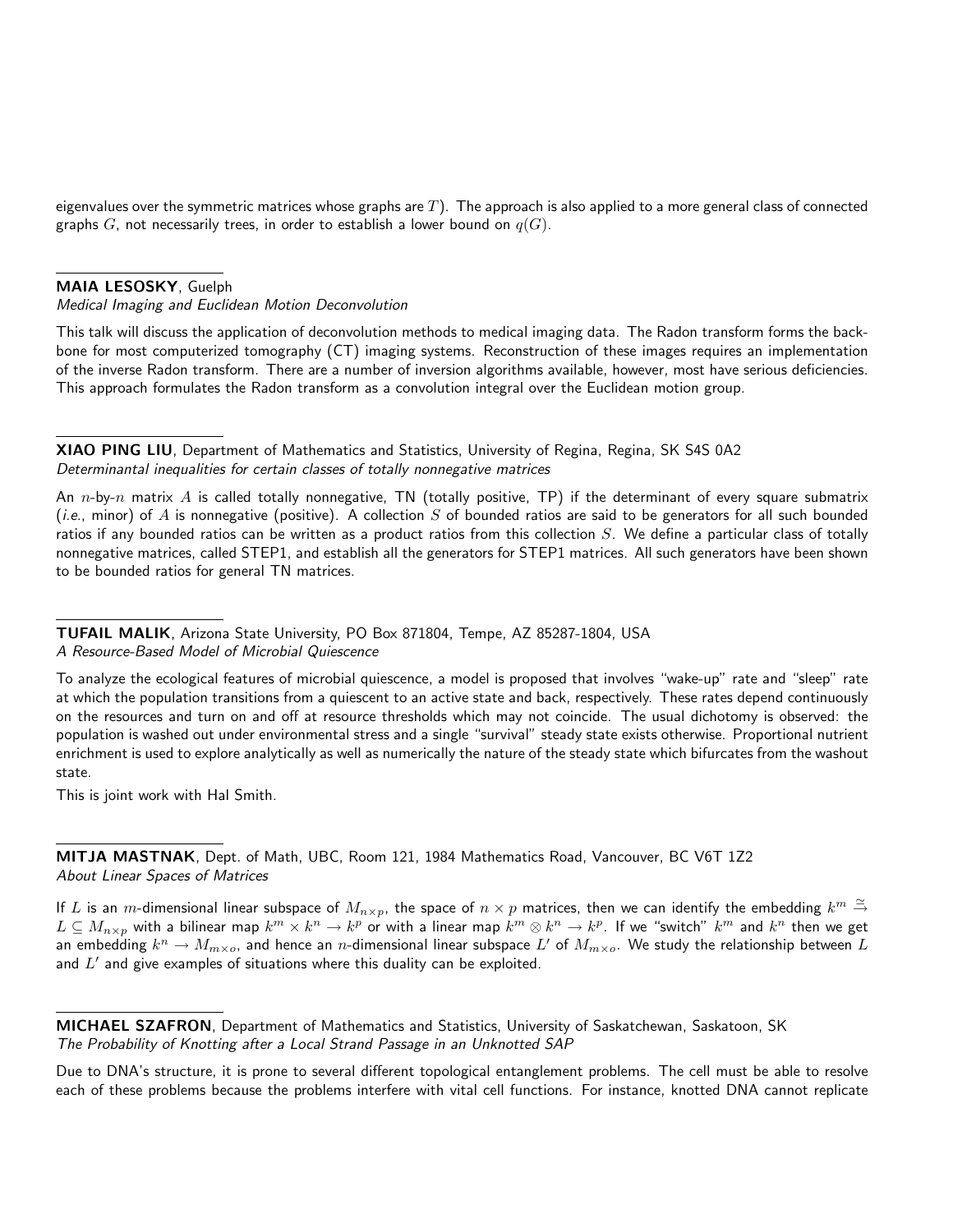eigenvalues over the symmetric matrices whose graphs are $T$). The approach is also applied to a more general class of connected graphs $G$, not necessarily trees, in order to establish a lower bound on $q(G)$.

**MAIA LESOSKY**, Guelph
*Medical Imaging and Euclidean Motion Deconvolution*

This talk will discuss the application of deconvolution methods to medical imaging data. The Radon transform forms the backbone for most computerized tomography (CT) imaging systems. Reconstruction of these images requires an implementation of the inverse Radon transform. There are a number of inversion algorithms available, however, most have serious deficiencies. This approach formulates the Radon transform as a convolution integral over the Euclidean motion group.

**XIAO PING LIU**, Department of Mathematics and Statistics, University of Regina, Regina, SK S4S 0A2
*Determinantal inequalities for certain classes of totally nonnegative matrices*

An $n$-by-$n$ matrix $A$ is called totally nonnegative, TN (totally positive, TP) if the determinant of every square submatrix (*i.e.*, minor) of $A$ is nonnegative (positive). A collection $S$ of bounded ratios are said to be generators for all such bounded ratios if any bounded ratios can be written as a product ratios from this collection $S$. We define a particular class of totally nonnegative matrices, called STEP1, and establish all the generators for STEP1 matrices. All such generators have been shown to be bounded ratios for general TN matrices.

**TUFAIL MALIK**, Arizona State University, PO Box 871804, Tempe, AZ 85287-1804, USA
*A Resource-Based Model of Microbial Quiescence*

To analyze the ecological features of microbial quiescence, a model is proposed that involves "wake-up" rate and "sleep" rate at which the population transitions from a quiescent to an active state and back, respectively. These rates depend continuously on the resources and turn on and off at resource thresholds which may not coincide. The usual dichotomy is observed: the population is washed out under environmental stress and a single "survival" steady state exists otherwise. Proportional nutrient enrichment is used to explore analytically as well as numerically the nature of the steady state which bifurcates from the washout state.

This is joint work with Hal Smith.

**MITJA MASTNAK**, Dept. of Math, UBC, Room 121, 1984 Mathematics Road, Vancouver, BC V6T 1Z2
*About Linear Spaces of Matrices*

If $L$ is an $m$-dimensional linear subspace of $M_{n\times p}$, the space of $n \times p$ matrices, then we can identify the embedding $k^m \xrightarrow{\simeq} L \subseteq M_{n\times p}$ with a bilinear map $k^m \times k^n \to k^p$ or with a linear map $k^m \otimes k^n \to k^p$. If we "switch" $k^m$ and $k^n$ then we get an embedding $k^n \to M_{m\times o}$, and hence an $n$-dimensional linear subspace $L'$ of $M_{m\times o}$. We study the relationship between $L$ and $L'$ and give examples of situations where this duality can be exploited.

**MICHAEL SZAFRON**, Department of Mathematics and Statistics, University of Saskatchewan, Saskatoon, SK
*The Probability of Knotting after a Local Strand Passage in an Unknotted SAP*

Due to DNA's structure, it is prone to several different topological entanglement problems. The cell must be able to resolve each of these problems because the problems interfere with vital cell functions. For instance, knotted DNA cannot replicate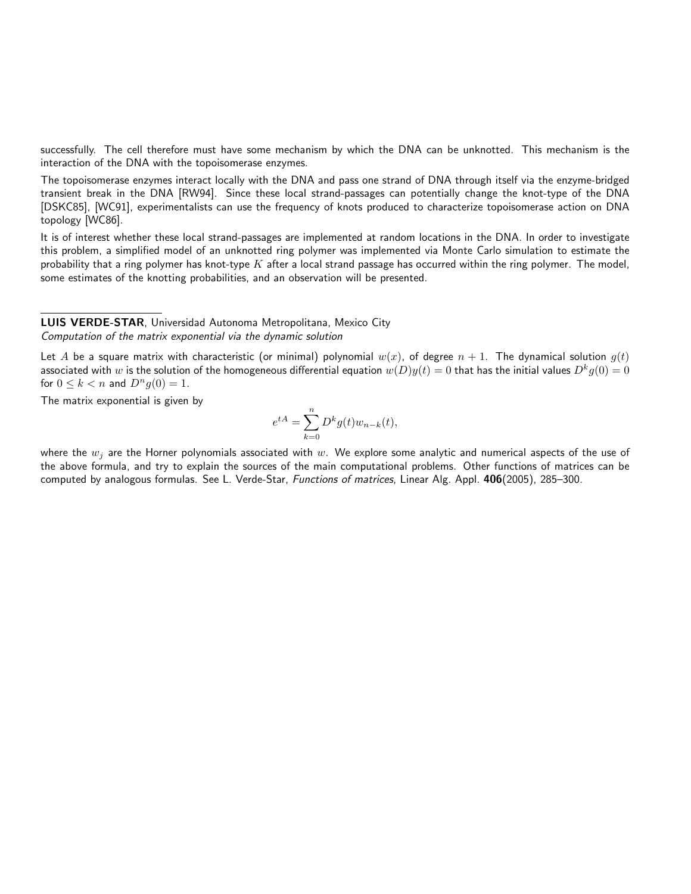successfully. The cell therefore must have some mechanism by which the DNA can be unknotted. This mechanism is the interaction of the DNA with the topoisomerase enzymes.

The topoisomerase enzymes interact locally with the DNA and pass one strand of DNA through itself via the enzyme-bridged transient break in the DNA [RW94]. Since these local strand-passages can potentially change the knot-type of the DNA [DSKC85], [WC91], experimentalists can use the frequency of knots produced to characterize topoisomerase action on DNA topology [WC86].

It is of interest whether these local strand-passages are implemented at random locations in the DNA. In order to investigate this problem, a simplified model of an unknotted ring polymer was implemented via Monte Carlo simulation to estimate the probability that a ring polymer has knot-type $K$ after a local strand passage has occurred within the ring polymer. The model, some estimates of the knotting probabilities, and an observation will be presented.

---

**LUIS VERDE-STAR**, Universidad Autonoma Metropolitana, Mexico City
*Computation of the matrix exponential via the dynamic solution*

Let $A$ be a square matrix with characteristic (or minimal) polynomial $w(x)$, of degree $n+1$. The dynamical solution $g(t)$ associated with $w$ is the solution of the homogeneous differential equation $w(D)y(t) = 0$ that has the initial values $D^k g(0) = 0$ for $0 \leq k < n$ and $D^n g(0) = 1$.

The matrix exponential is given by

$$e^{tA} = \sum_{k=0}^{n} D^k g(t) w_{n-k}(t),$$

where the $w_j$ are the Horner polynomials associated with $w$. We explore some analytic and numerical aspects of the use of the above formula, and try to explain the sources of the main computational problems. Other functions of matrices can be computed by analogous formulas. See L. Verde-Star, *Functions of matrices*, Linear Alg. Appl. **406**(2005), 285–300.